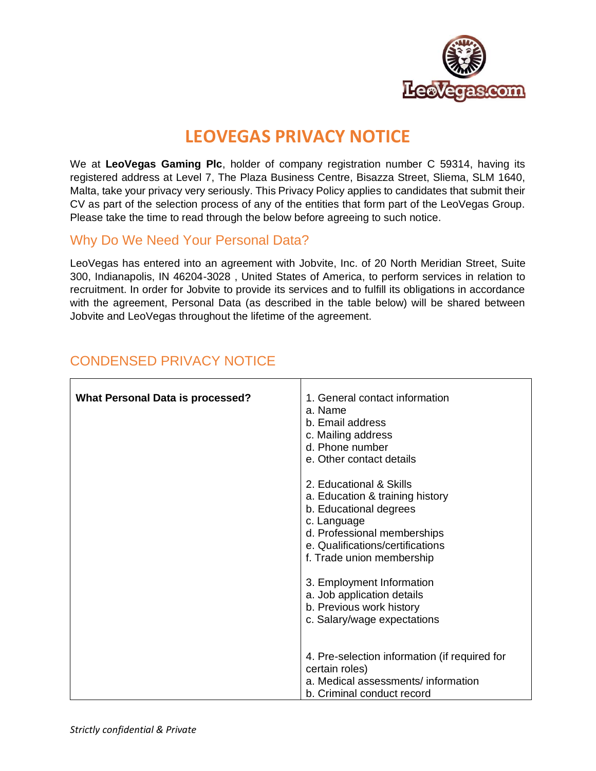# LEOVEGAS PRIVACY NOTICE

We at **LeoVegas Gaming Plc**, holder of company registration number C 59314, having its registered address at Level 7, The Plaza Business Centre, Bisazza Street, Sliema, SLM 1640, Malta, take your privacy very seriously. This Privacy Policy applies to candidates that submit their CV as part of the selection process of any of the entities that form part of the LeoVegas Group. Please take the time to read through the below before agreeing to such notice.

## Why Do We Need Your Personal Data?

LeoVegas has entered into an agreement with Jobvite, Inc. of 20 North Meridian Street, Suite 300, Indianapolis, IN 46204-3028 , United States of America, to perform services in relation to recruitment. In order for Jobvite to provide its services and to fulfill its obligations in accordance with the agreement, Personal Data (as described in the table below) will be shared between Jobvite and LeoVegas throughout the lifetime of the agreement.

## CONDENSED PRIVACY NOTICE

| | |
|---|---|
| **What Personal Data is processed?** | 1. General contact information<br>a. Name<br>b. Email address<br>c. Mailing address<br>d. Phone number<br>e. Other contact details<br><br>2. Educational & Skills<br>a. Education & training history<br>b. Educational degrees<br>c. Language<br>d. Professional memberships<br>e. Qualifications/certifications<br>f. Trade union membership<br><br>3. Employment Information<br>a. Job application details<br>b. Previous work history<br>c. Salary/wage expectations<br><br>4. Pre-selection information (if required for certain roles)<br>a. Medical assessments/ information<br>b. Criminal conduct record |

*Strictly confidential & Private*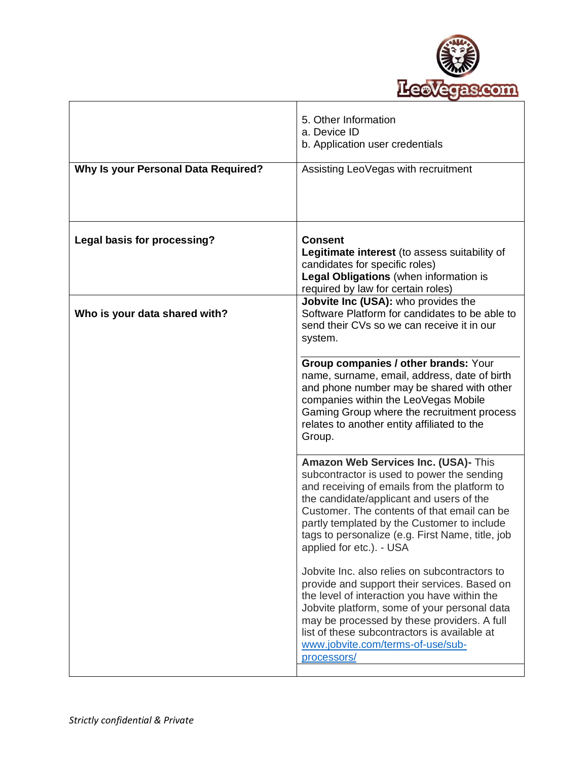| | |
|---|---|
| | 5. Other Information<br>a. Device ID<br>b. Application user credentials |
| **Why Is your Personal Data Required?** | Assisting LeoVegas with recruitment |
| **Legal basis for processing?** | **Consent**<br>**Legitimate interest** (to assess suitability of candidates for specific roles)<br>**Legal Obligations** (when information is required by law for certain roles) |
| **Who is your data shared with?** | **Jobvite Inc (USA):** who provides the Software Platform for candidates to be able to send their CVs so we can receive it in our system. |
| | **Group companies / other brands:** Your name, surname, email, address, date of birth and phone number may be shared with other companies within the LeoVegas Mobile Gaming Group where the recruitment process relates to another entity affiliated to the Group. |
| | **Amazon Web Services Inc. (USA)-** This subcontractor is used to power the sending and receiving of emails from the platform to the candidate/applicant and users of the Customer. The contents of that email can be partly templated by the Customer to include tags to personalize (e.g. First Name, title, job applied for etc.). - USA<br><br>Jobvite Inc. also relies on subcontractors to provide and support their services. Based on the level of interaction you have within the Jobvite platform, some of your personal data may be processed by these providers. A full list of these subcontractors is available at [www.jobvite.com/terms-of-use/sub-processors/](http://www.jobvite.com/terms-of-use/sub-processors/) |

*Strictly confidential & Private*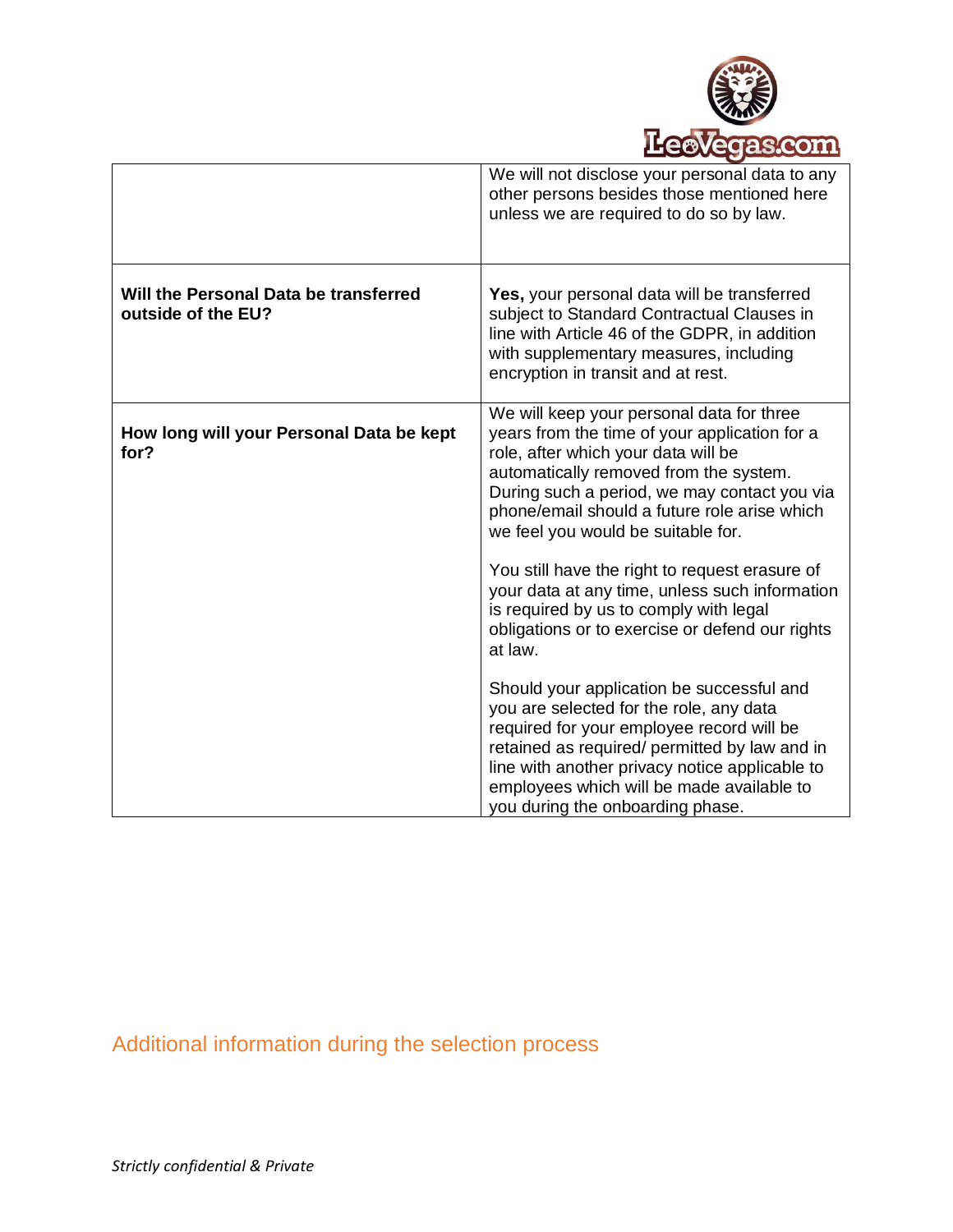| | |
|---|---|
| | We will not disclose your personal data to any other persons besides those mentioned here unless we are required to do so by law. |
| **Will the Personal Data be transferred outside of the EU?** | **Yes,** your personal data will be transferred subject to Standard Contractual Clauses in line with Article 46 of the GDPR, in addition with supplementary measures, including encryption in transit and at rest. |
| **How long will your Personal Data be kept for?** | We will keep your personal data for three years from the time of your application for a role, after which your data will be automatically removed from the system. During such a period, we may contact you via phone/email should a future role arise which we feel you would be suitable for.<br><br>You still have the right to request erasure of your data at any time, unless such information is required by us to comply with legal obligations or to exercise or defend our rights at law.<br><br>Should your application be successful and you are selected for the role, any data required for your employee record will be retained as required/ permitted by law and in line with another privacy notice applicable to employees which will be made available to you during the onboarding phase. |

## Additional information during the selection process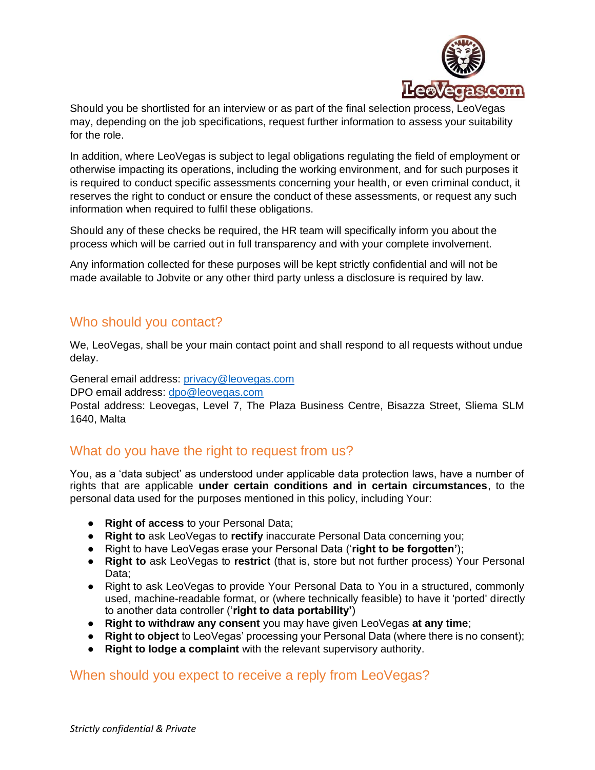Should you be shortlisted for an interview or as part of the final selection process, LeoVegas may, depending on the job specifications, request further information to assess your suitability for the role.

In addition, where LeoVegas is subject to legal obligations regulating the field of employment or otherwise impacting its operations, including the working environment, and for such purposes it is required to conduct specific assessments concerning your health, or even criminal conduct, it reserves the right to conduct or ensure the conduct of these assessments, or request any such information when required to fulfil these obligations.

Should any of these checks be required, the HR team will specifically inform you about the process which will be carried out in full transparency and with your complete involvement.

Any information collected for these purposes will be kept strictly confidential and will not be made available to Jobvite or any other third party unless a disclosure is required by law.

## Who should you contact?

We, LeoVegas, shall be your main contact point and shall respond to all requests without undue delay.

General email address: privacy@leovegas.com
DPO email address: dpo@leovegas.com
Postal address: Leovegas, Level 7, The Plaza Business Centre, Bisazza Street, Sliema SLM 1640, Malta

## What do you have the right to request from us?

You, as a 'data subject' as understood under applicable data protection laws, have a number of rights that are applicable **under certain conditions and in certain circumstances**, to the personal data used for the purposes mentioned in this policy, including Your:

- **Right of access** to your Personal Data;
- **Right to** ask LeoVegas to **rectify** inaccurate Personal Data concerning you;
- Right to have LeoVegas erase your Personal Data ('**right to be forgotten'**);
- **Right to** ask LeoVegas to **restrict** (that is, store but not further process) Your Personal Data;
- Right to ask LeoVegas to provide Your Personal Data to You in a structured, commonly used, machine-readable format, or (where technically feasible) to have it 'ported' directly to another data controller ('**right to data portability'**)
- **Right to withdraw any consent** you may have given LeoVegas **at any time**;
- **Right to object** to LeoVegas' processing your Personal Data (where there is no consent);
- **Right to lodge a complaint** with the relevant supervisory authority.

## When should you expect to receive a reply from LeoVegas?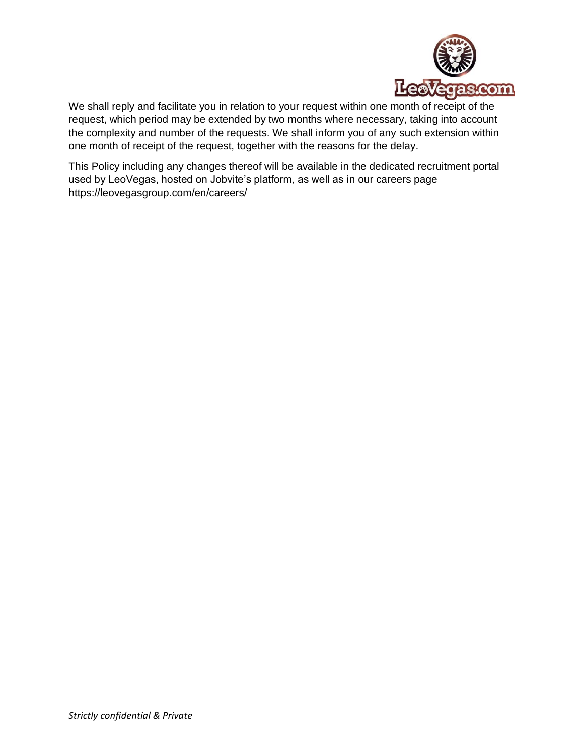We shall reply and facilitate you in relation to your request within one month of receipt of the request, which period may be extended by two months where necessary, taking into account the complexity and number of the requests. We shall inform you of any such extension within one month of receipt of the request, together with the reasons for the delay.

This Policy including any changes thereof will be available in the dedicated recruitment portal used by LeoVegas, hosted on Jobvite's platform, as well as in our careers page https://leovegasgroup.com/en/careers/